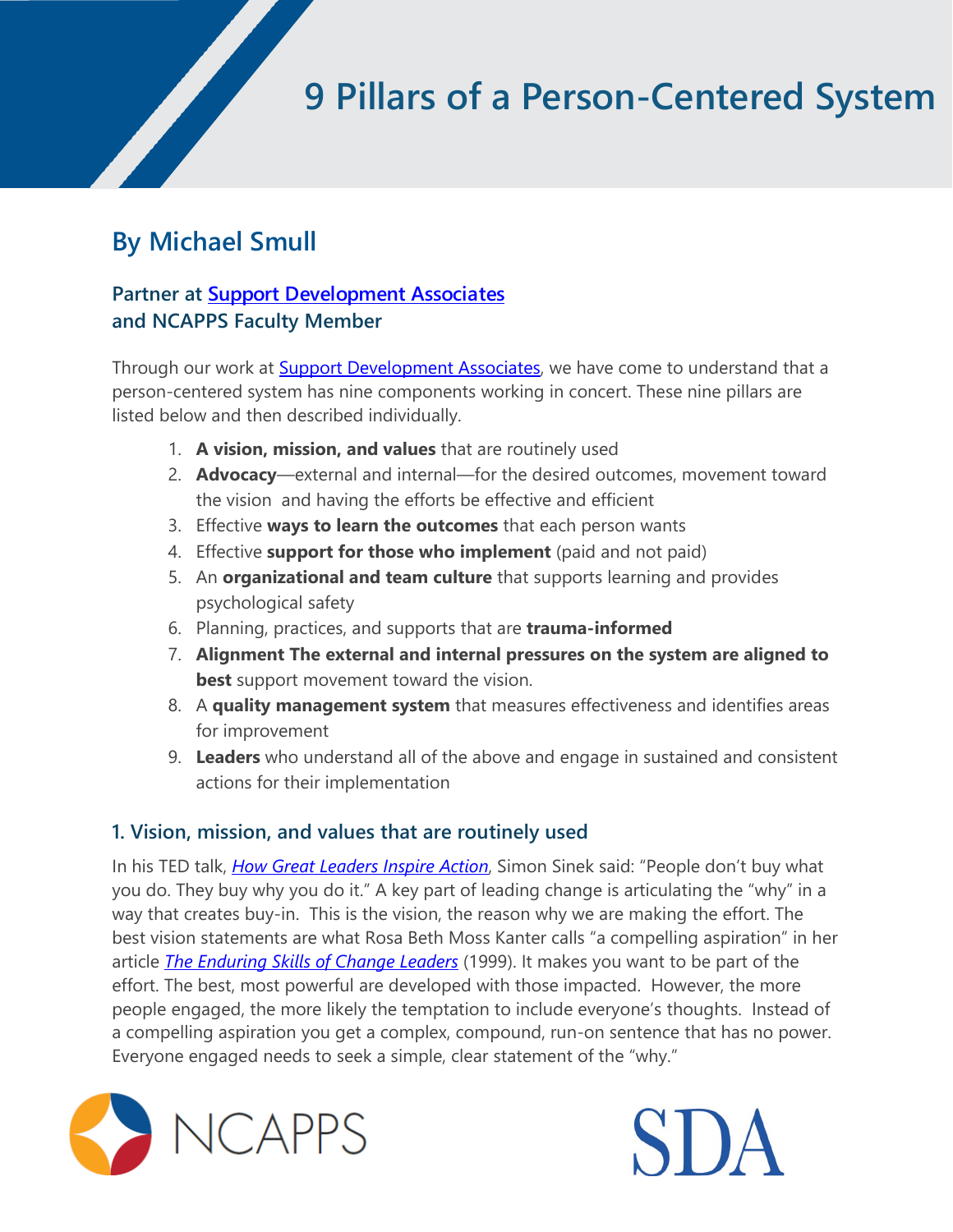# 9 Pillars of a Person-Centered System

## By Michael Smull

### Partner at [Support Development Associates](#) and NCAPPS Faculty Member

Through our work at [Support Development Associates](#), we have come to understand that a person-centered system has nine components working in concert. These nine pillars are listed below and then described individually.

1. **A vision, mission, and values** that are routinely used
2. **Advocacy**—external and internal—for the desired outcomes, movement toward the vision and having the efforts be effective and efficient
3. Effective **ways to learn the outcomes** that each person wants
4. Effective **support for those who implement** (paid and not paid)
5. An **organizational and team culture** that supports learning and provides psychological safety
6. Planning, practices, and supports that are **trauma-informed**
7. **Alignment The external and internal pressures on the system are aligned to best** support movement toward the vision.
8. A **quality management system** that measures effectiveness and identifies areas for improvement
9. **Leaders** who understand all of the above and engage in sustained and consistent actions for their implementation

### 1. Vision, mission, and values that are routinely used

In his TED talk, *[How Great Leaders Inspire Action](#)*, Simon Sinek said: "People don't buy what you do. They buy why you do it." A key part of leading change is articulating the "why" in a way that creates buy-in. This is the vision, the reason why we are making the effort. The best vision statements are what Rosa Beth Moss Kanter calls "a compelling aspiration" in her article *[The Enduring Skills of Change Leaders](#)* (1999). It makes you want to be part of the effort. The best, most powerful are developed with those impacted. However, the more people engaged, the more likely the temptation to include everyone's thoughts. Instead of a compelling aspiration you get a complex, compound, run-on sentence that has no power. Everyone engaged needs to seek a simple, clear statement of the "why."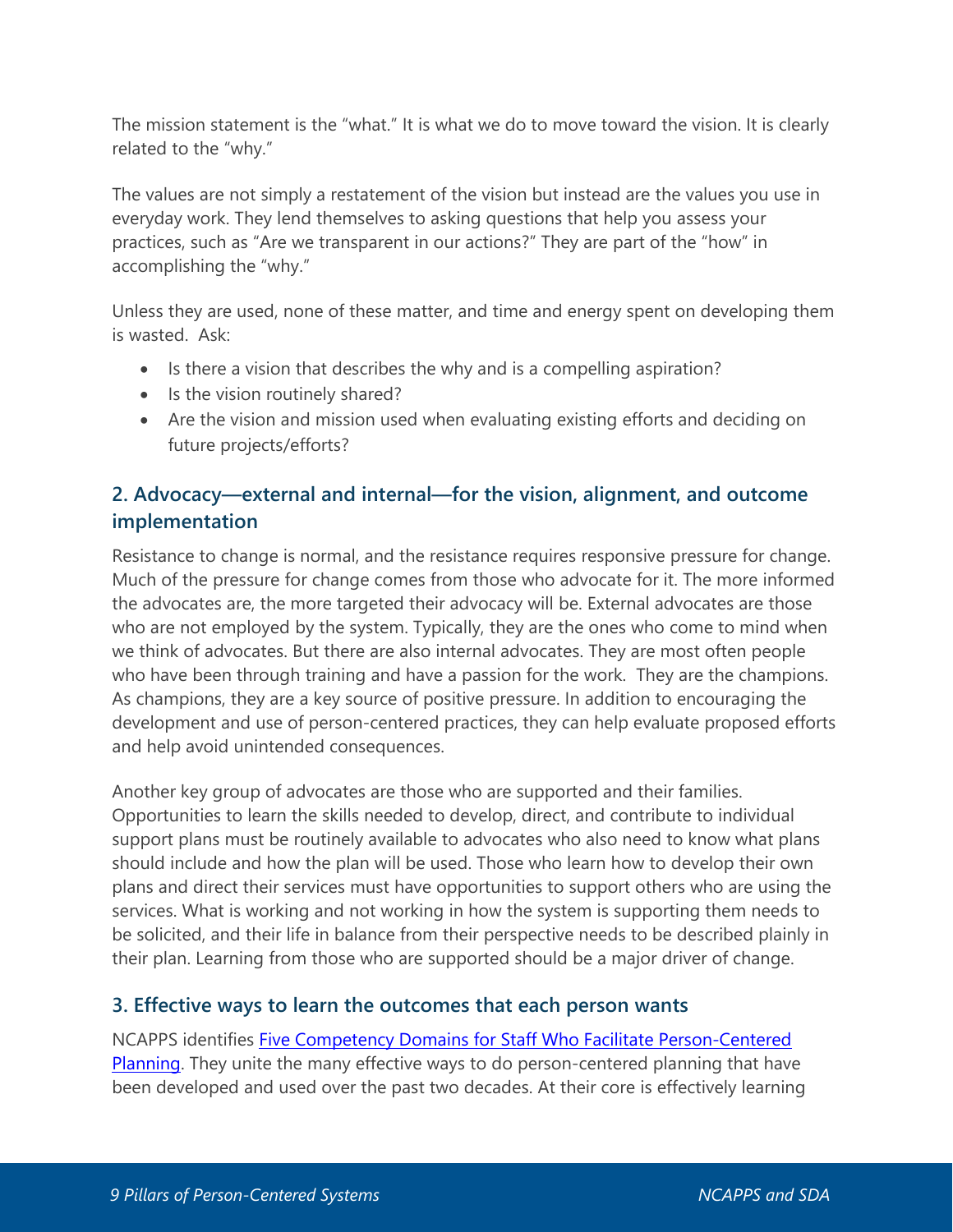The mission statement is the "what." It is what we do to move toward the vision. It is clearly related to the "why."

The values are not simply a restatement of the vision but instead are the values you use in everyday work. They lend themselves to asking questions that help you assess your practices, such as "Are we transparent in our actions?" They are part of the "how" in accomplishing the "why."

Unless they are used, none of these matter, and time and energy spent on developing them is wasted. Ask:

- Is there a vision that describes the why and is a compelling aspiration?
- Is the vision routinely shared?
- Are the vision and mission used when evaluating existing efforts and deciding on future projects/efforts?

### 2. Advocacy—external and internal—for the vision, alignment, and outcome implementation

Resistance to change is normal, and the resistance requires responsive pressure for change. Much of the pressure for change comes from those who advocate for it. The more informed the advocates are, the more targeted their advocacy will be. External advocates are those who are not employed by the system. Typically, they are the ones who come to mind when we think of advocates. But there are also internal advocates. They are most often people who have been through training and have a passion for the work. They are the champions. As champions, they are a key source of positive pressure. In addition to encouraging the development and use of person-centered practices, they can help evaluate proposed efforts and help avoid unintended consequences.

Another key group of advocates are those who are supported and their families. Opportunities to learn the skills needed to develop, direct, and contribute to individual support plans must be routinely available to advocates who also need to know what plans should include and how the plan will be used. Those who learn how to develop their own plans and direct their services must have opportunities to support others who are using the services. What is working and not working in how the system is supporting them needs to be solicited, and their life in balance from their perspective needs to be described plainly in their plan. Learning from those who are supported should be a major driver of change.

### 3. Effective ways to learn the outcomes that each person wants

NCAPPS identifies Five Competency Domains for Staff Who Facilitate Person-Centered Planning. They unite the many effective ways to do person-centered planning that have been developed and used over the past two decades. At their core is effectively learning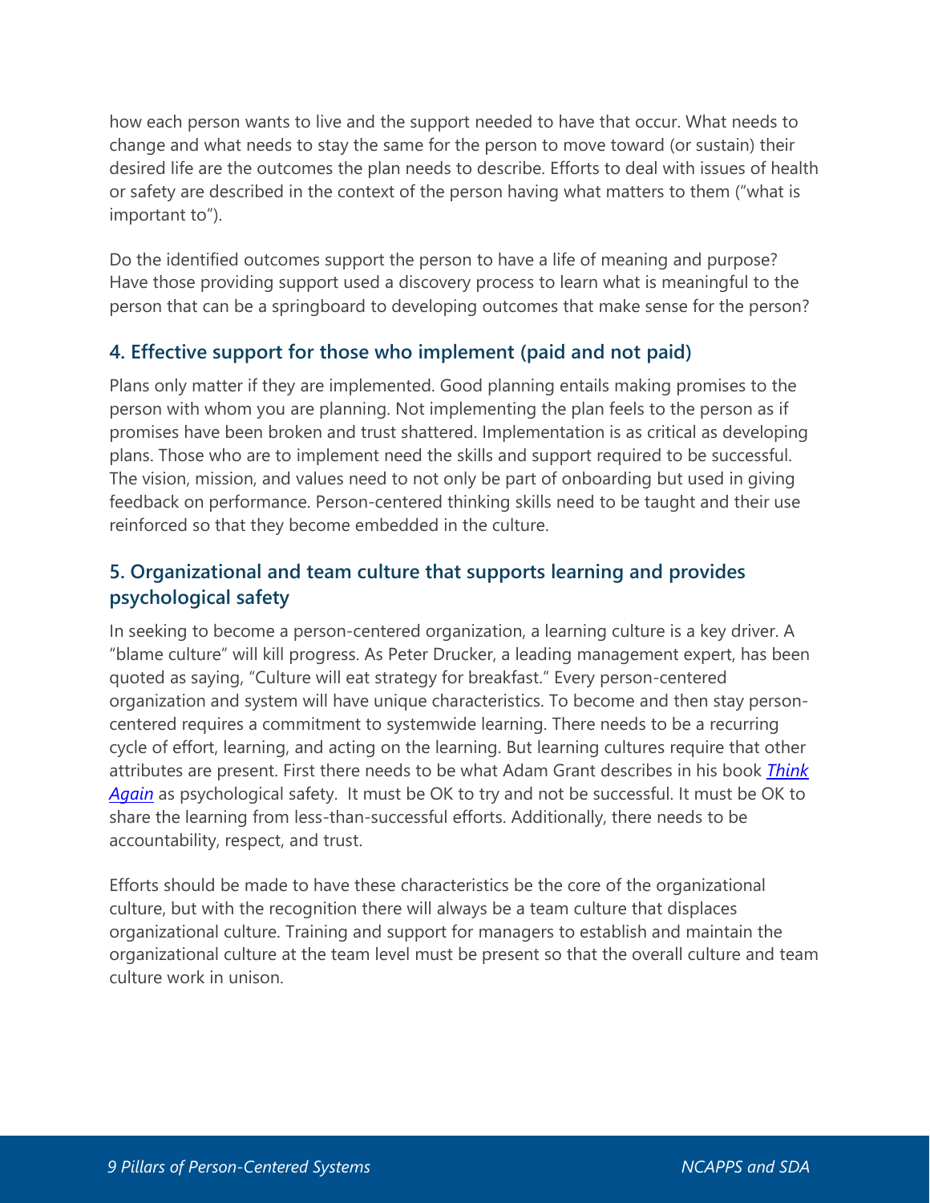how each person wants to live and the support needed to have that occur. What needs to change and what needs to stay the same for the person to move toward (or sustain) their desired life are the outcomes the plan needs to describe. Efforts to deal with issues of health or safety are described in the context of the person having what matters to them ("what is important to").

Do the identified outcomes support the person to have a life of meaning and purpose? Have those providing support used a discovery process to learn what is meaningful to the person that can be a springboard to developing outcomes that make sense for the person?

### 4. Effective support for those who implement (paid and not paid)

Plans only matter if they are implemented. Good planning entails making promises to the person with whom you are planning. Not implementing the plan feels to the person as if promises have been broken and trust shattered. Implementation is as critical as developing plans. Those who are to implement need the skills and support required to be successful. The vision, mission, and values need to not only be part of onboarding but used in giving feedback on performance. Person-centered thinking skills need to be taught and their use reinforced so that they become embedded in the culture.

### 5. Organizational and team culture that supports learning and provides psychological safety

In seeking to become a person-centered organization, a learning culture is a key driver. A "blame culture" will kill progress. As Peter Drucker, a leading management expert, has been quoted as saying, "Culture will eat strategy for breakfast." Every person-centered organization and system will have unique characteristics. To become and then stay person-centered requires a commitment to systemwide learning. There needs to be a recurring cycle of effort, learning, and acting on the learning. But learning cultures require that other attributes are present. First there needs to be what Adam Grant describes in his book *Think Again* as psychological safety. It must be OK to try and not be successful. It must be OK to share the learning from less-than-successful efforts. Additionally, there needs to be accountability, respect, and trust.

Efforts should be made to have these characteristics be the core of the organizational culture, but with the recognition there will always be a team culture that displaces organizational culture. Training and support for managers to establish and maintain the organizational culture at the team level must be present so that the overall culture and team culture work in unison.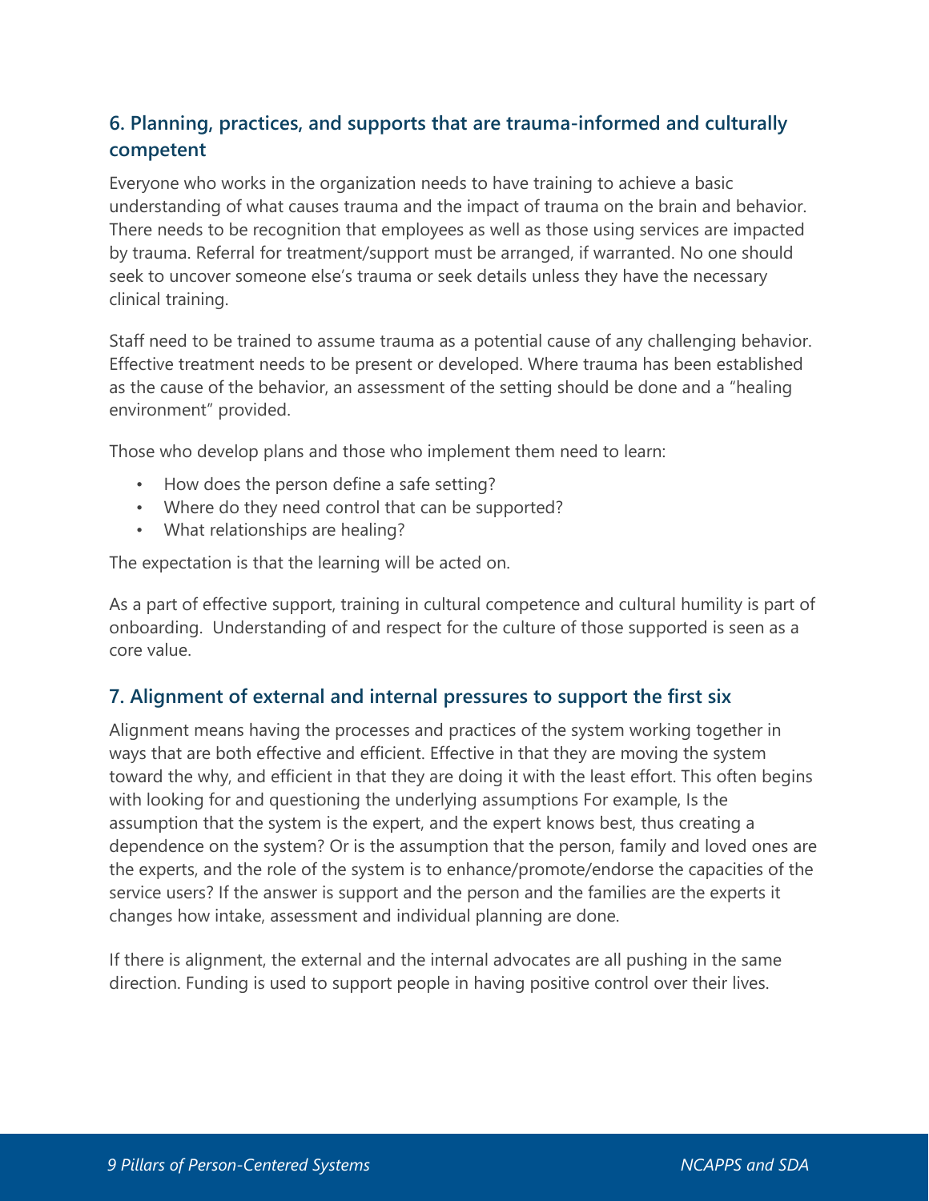## 6. Planning, practices, and supports that are trauma-informed and culturally competent

Everyone who works in the organization needs to have training to achieve a basic understanding of what causes trauma and the impact of trauma on the brain and behavior. There needs to be recognition that employees as well as those using services are impacted by trauma. Referral for treatment/support must be arranged, if warranted. No one should seek to uncover someone else's trauma or seek details unless they have the necessary clinical training.

Staff need to be trained to assume trauma as a potential cause of any challenging behavior. Effective treatment needs to be present or developed. Where trauma has been established as the cause of the behavior, an assessment of the setting should be done and a "healing environment" provided.

Those who develop plans and those who implement them need to learn:

- How does the person define a safe setting?
- Where do they need control that can be supported?
- What relationships are healing?

The expectation is that the learning will be acted on.

As a part of effective support, training in cultural competence and cultural humility is part of onboarding. Understanding of and respect for the culture of those supported is seen as a core value.

## 7. Alignment of external and internal pressures to support the first six

Alignment means having the processes and practices of the system working together in ways that are both effective and efficient. Effective in that they are moving the system toward the why, and efficient in that they are doing it with the least effort. This often begins with looking for and questioning the underlying assumptions For example, Is the assumption that the system is the expert, and the expert knows best, thus creating a dependence on the system? Or is the assumption that the person, family and loved ones are the experts, and the role of the system is to enhance/promote/endorse the capacities of the service users? If the answer is support and the person and the families are the experts it changes how intake, assessment and individual planning are done.

If there is alignment, the external and the internal advocates are all pushing in the same direction. Funding is used to support people in having positive control over their lives.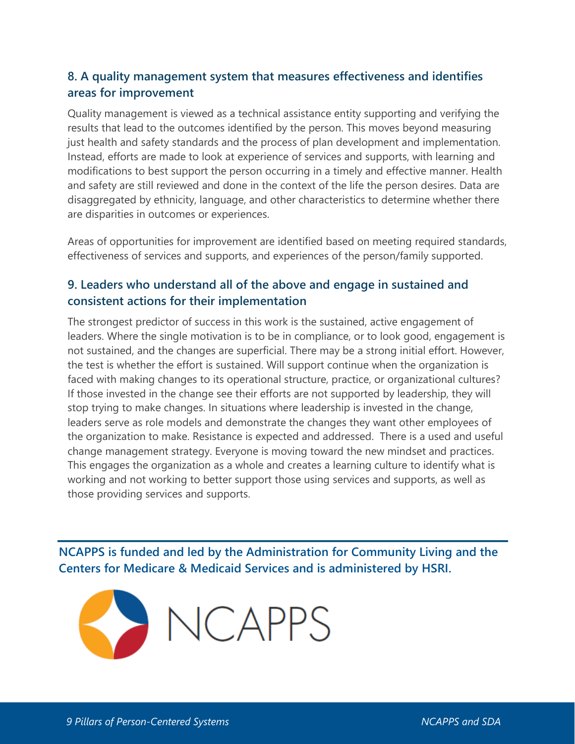### 8. A quality management system that measures effectiveness and identifies areas for improvement

Quality management is viewed as a technical assistance entity supporting and verifying the results that lead to the outcomes identified by the person. This moves beyond measuring just health and safety standards and the process of plan development and implementation. Instead, efforts are made to look at experience of services and supports, with learning and modifications to best support the person occurring in a timely and effective manner. Health and safety are still reviewed and done in the context of the life the person desires. Data are disaggregated by ethnicity, language, and other characteristics to determine whether there are disparities in outcomes or experiences.

Areas of opportunities for improvement are identified based on meeting required standards, effectiveness of services and supports, and experiences of the person/family supported.

### 9. Leaders who understand all of the above and engage in sustained and consistent actions for their implementation

The strongest predictor of success in this work is the sustained, active engagement of leaders. Where the single motivation is to be in compliance, or to look good, engagement is not sustained, and the changes are superficial. There may be a strong initial effort. However, the test is whether the effort is sustained. Will support continue when the organization is faced with making changes to its operational structure, practice, or organizational cultures? If those invested in the change see their efforts are not supported by leadership, they will stop trying to make changes. In situations where leadership is invested in the change, leaders serve as role models and demonstrate the changes they want other employees of the organization to make. Resistance is expected and addressed. There is a used and useful change management strategy. Everyone is moving toward the new mindset and practices. This engages the organization as a whole and creates a learning culture to identify what is working and not working to better support those using services and supports, as well as those providing services and supports.

**NCAPPS is funded and led by the Administration for Community Living and the Centers for Medicare & Medicaid Services and is administered by HSRI.**

NCAPPS